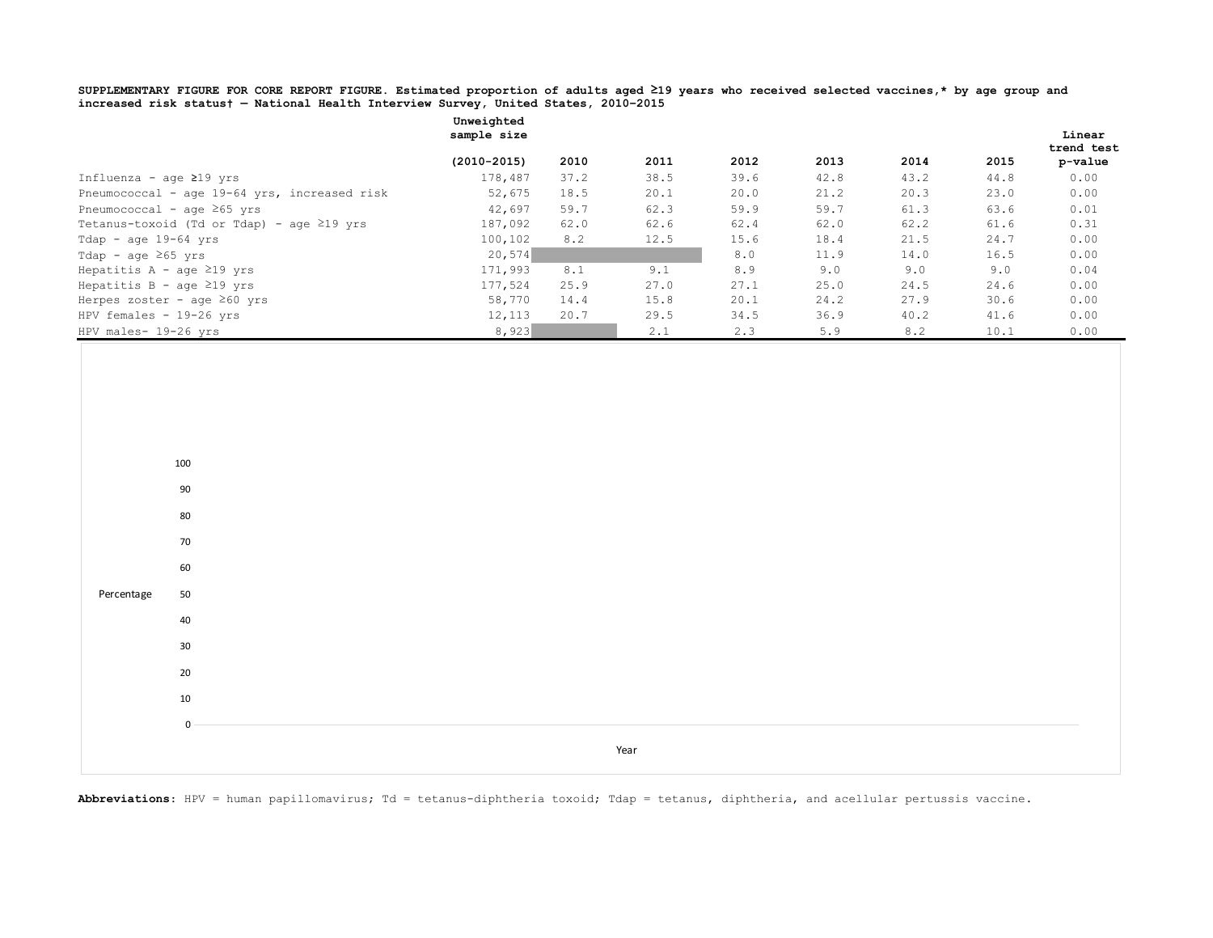**SUPPLEMENTARY FIGURE FOR CORE REPORT FIGURE. Estimated proportion of adults aged ≥19 years who received selected vaccines,\* by age group and increased risk status† — National Health Interview Survey, United States, 2010–2015**

| | Unweighted sample size (2010–2015) | 2010 | 2011 | 2012 | 2013 | 2014 | 2015 | Linear trend test p-value |
|---|---|---|---|---|---|---|---|---|
| Influenza - age ≥19 yrs | 178,487 | 37.2 | 38.5 | 39.6 | 42.8 | 43.2 | 44.8 | 0.00 |
| Pneumococcal - age 19-64 yrs, increased risk | 52,675 | 18.5 | 20.1 | 20.0 | 21.2 | 20.3 | 23.0 | 0.00 |
| Pneumococcal - age ≥65 yrs | 42,697 | 59.7 | 62.3 | 59.9 | 59.7 | 61.3 | 63.6 | 0.01 |
| Tetanus-toxoid (Td or Tdap) - age ≥19 yrs | 187,092 | 62.0 | 62.6 | 62.4 | 62.0 | 62.2 | 61.6 | 0.31 |
| Tdap - age 19-64 yrs | 100,102 | 8.2 | 12.5 | 15.6 | 18.4 | 21.5 | 24.7 | 0.00 |
| Tdap - age ≥65 yrs | 20,574 | | | 8.0 | 11.9 | 14.0 | 16.5 | 0.00 |
| Hepatitis A - age ≥19 yrs | 171,993 | 8.1 | 9.1 | 8.9 | 9.0 | 9.0 | 9.0 | 0.04 |
| Hepatitis B - age ≥19 yrs | 177,524 | 25.9 | 27.0 | 27.1 | 25.0 | 24.5 | 24.6 | 0.00 |
| Herpes zoster - age ≥60 yrs | 58,770 | 14.4 | 15.8 | 20.1 | 24.2 | 27.9 | 30.6 | 0.00 |
| HPV females - 19-26 yrs | 12,113 | 20.7 | 29.5 | 34.5 | 36.9 | 40.2 | 41.6 | 0.00 |
| HPV males- 19-26 yrs | 8,923 | | 2.1 | 2.3 | 5.9 | 8.2 | 10.1 | 0.00 |

Percentage

100
90
80
70
60
50
40
30
20
10
0

Year

**Abbreviations:** HPV = human papillomavirus; Td = tetanus-diphtheria toxoid; Tdap = tetanus, diphtheria, and acellular pertussis vaccine.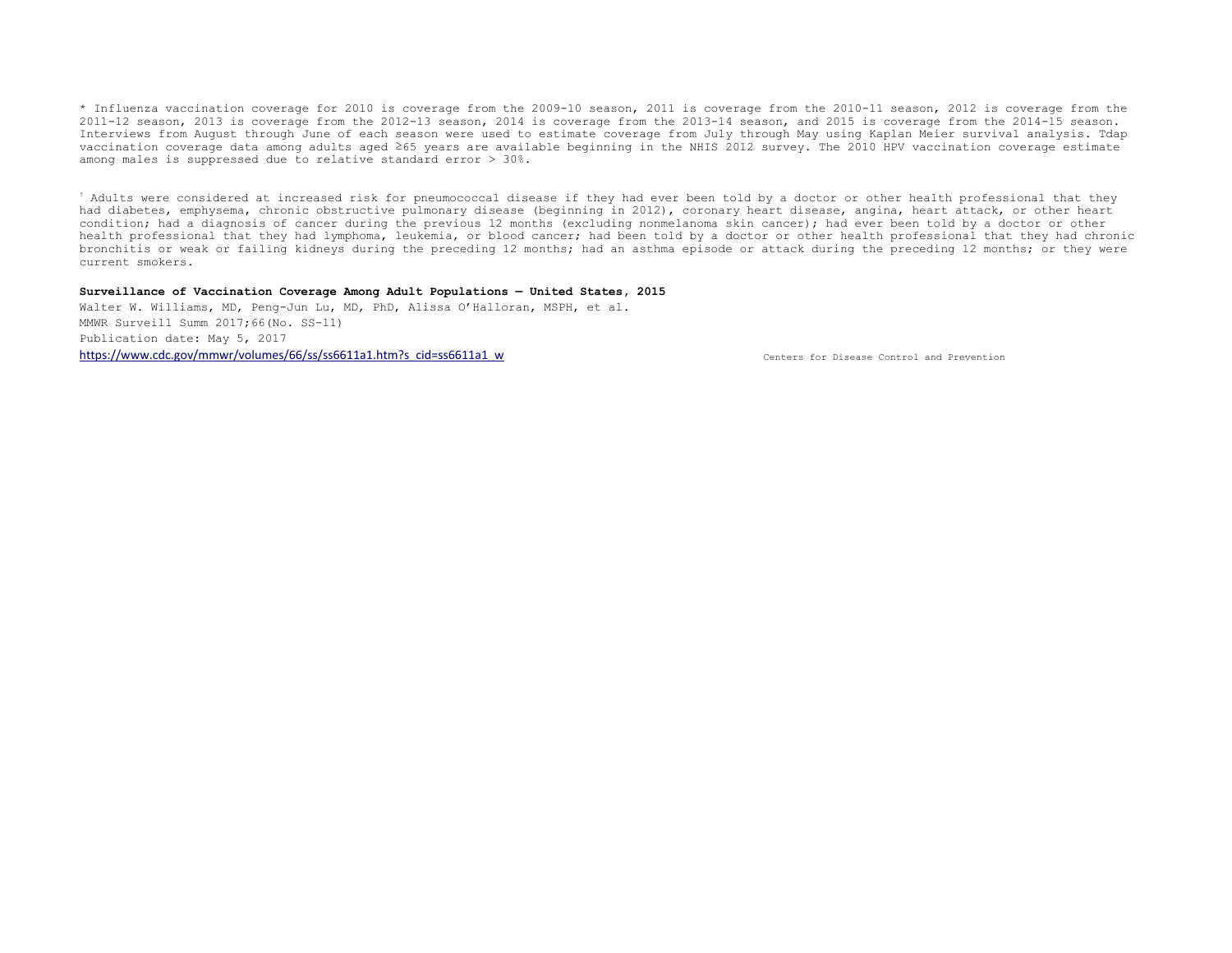* Influenza vaccination coverage for 2010 is coverage from the 2009-10 season, 2011 is coverage from the 2010-11 season, 2012 is coverage from the 2011-12 season, 2013 is coverage from the 2012-13 season, 2014 is coverage from the 2013-14 season, and 2015 is coverage from the 2014-15 season. Interviews from August through June of each season were used to estimate coverage from July through May using Kaplan Meier survival analysis. Tdap vaccination coverage data among adults aged ≥65 years are available beginning in the NHIS 2012 survey. The 2010 HPV vaccination coverage estimate among males is suppressed due to relative standard error > 30%.

† Adults were considered at increased risk for pneumococcal disease if they had ever been told by a doctor or other health professional that they had diabetes, emphysema, chronic obstructive pulmonary disease (beginning in 2012), coronary heart disease, angina, heart attack, or other heart condition; had a diagnosis of cancer during the previous 12 months (excluding nonmelanoma skin cancer); had ever been told by a doctor or other health professional that they had lymphoma, leukemia, or blood cancer; had been told by a doctor or other health professional that they had chronic bronchitis or weak or failing kidneys during the preceding 12 months; had an asthma episode or attack during the preceding 12 months; or they were current smokers.

**Surveillance of Vaccination Coverage Among Adult Populations — United States, 2015**

Walter W. Williams, MD, Peng-Jun Lu, MD, PhD, Alissa O'Halloran, MSPH, et al.

MMWR Surveill Summ 2017;66(No. SS-11)

Publication date: May 5, 2017

https://www.cdc.gov/mmwr/volumes/66/ss/ss6611a1.htm?s_cid=ss6611a1_w

Centers for Disease Control and Prevention